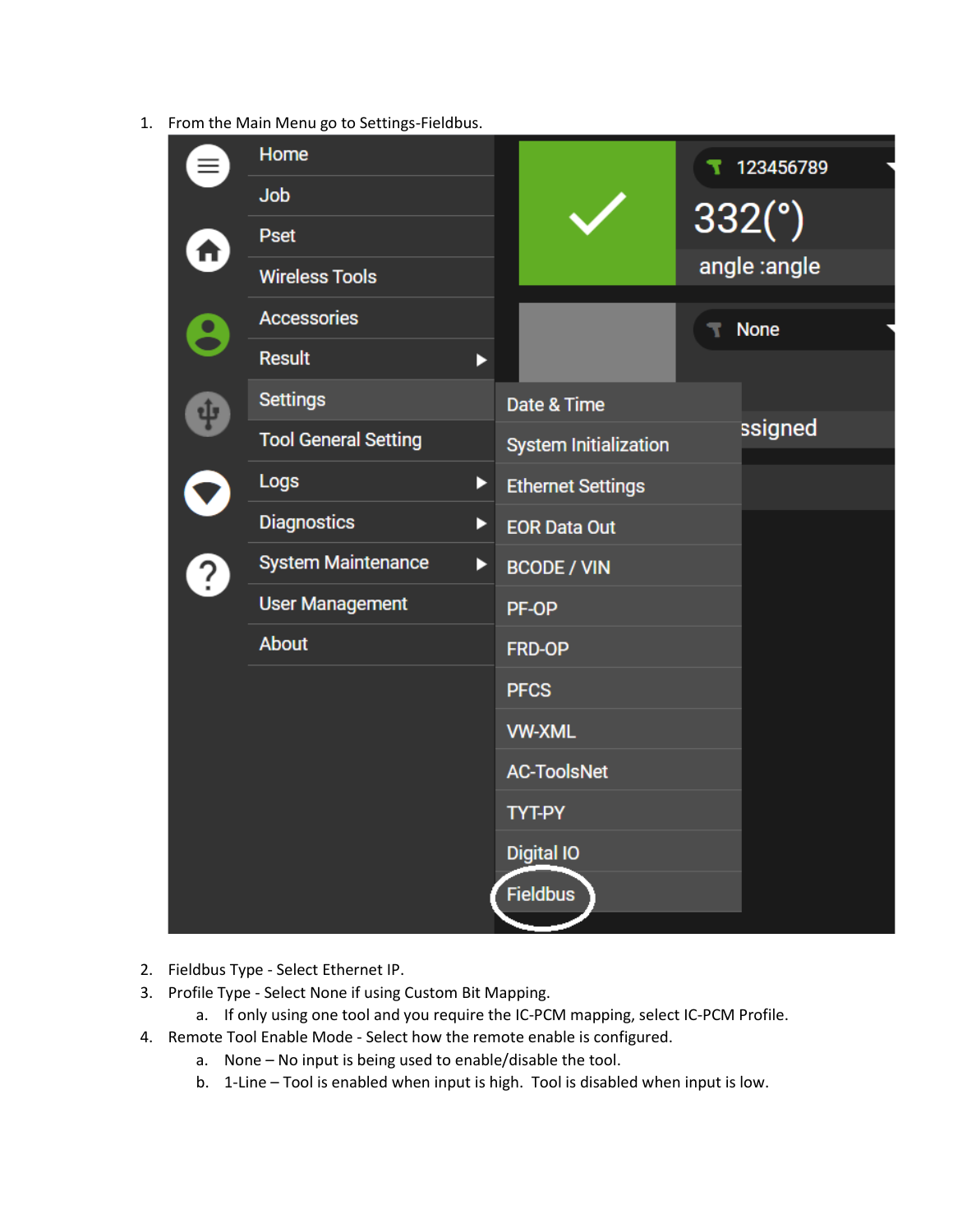1. From the Main Menu go to Settings-Fieldbus.
2. Fieldbus Type - Select Ethernet IP.
3. Profile Type - Select None if using Custom Bit Mapping.
    a. If only using one tool and you require the IC-PCM mapping, select IC-PCM Profile.
4. Remote Tool Enable Mode - Select how the remote enable is configured.
    a. None – No input is being used to enable/disable the tool.
    b. 1-Line – Tool is enabled when input is high. Tool is disabled when input is low.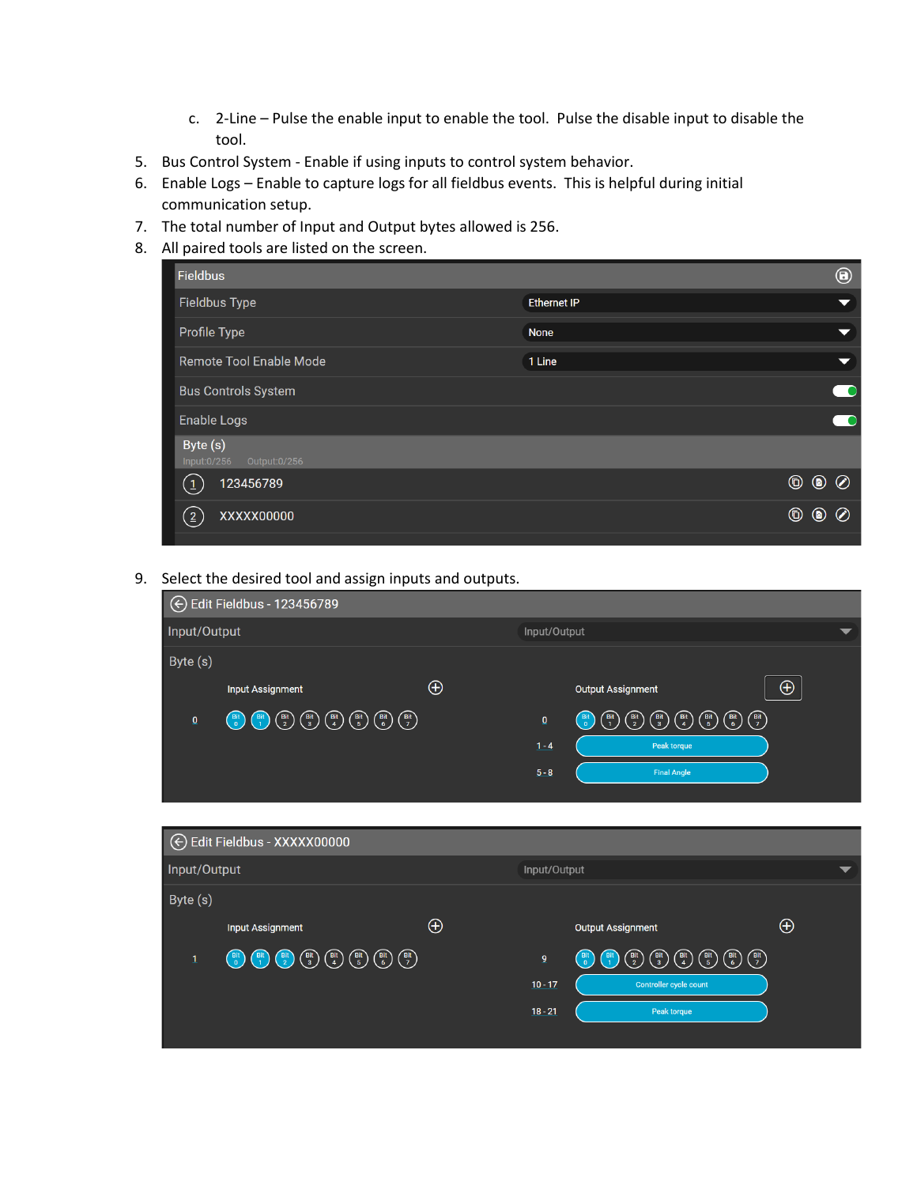c. 2-Line – Pulse the enable input to enable the tool. Pulse the disable input to disable the tool.

5. Bus Control System - Enable if using inputs to control system behavior.
6. Enable Logs – Enable to capture logs for all fieldbus events. This is helpful during initial communication setup.
7. The total number of Input and Output bytes allowed is 256.
8. All paired tools are listed on the screen.

9. Select the desired tool and assign inputs and outputs.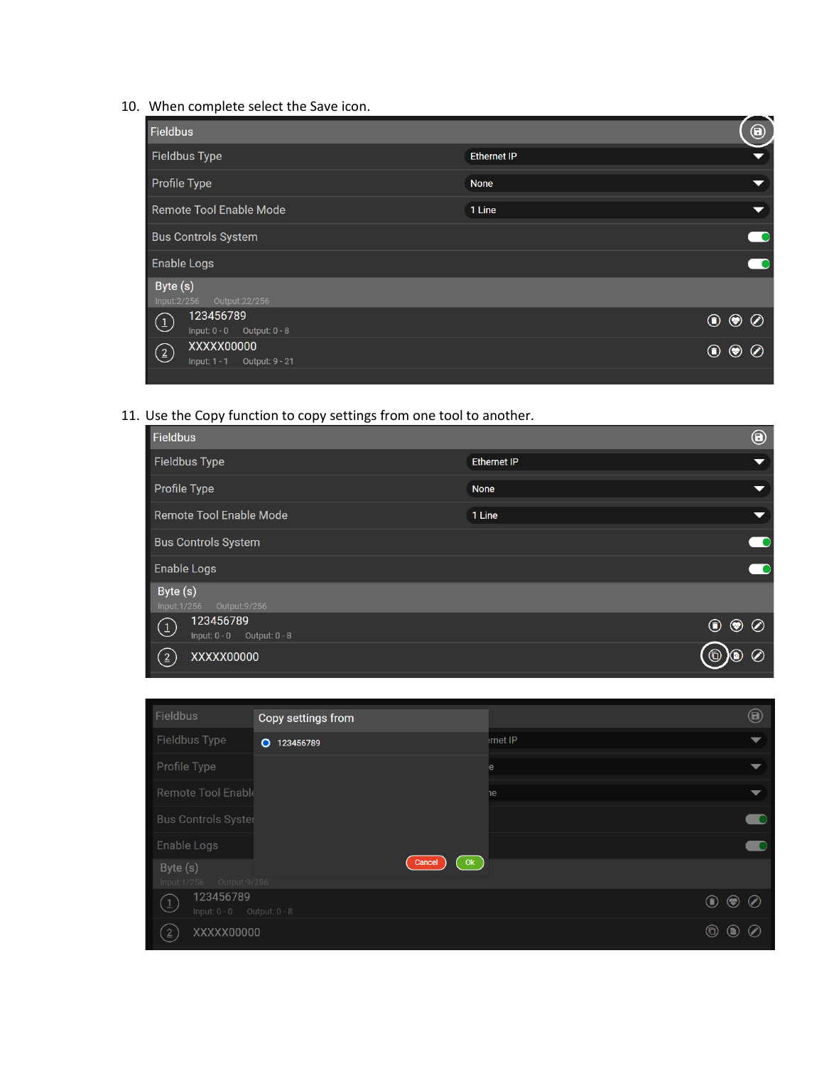10. When complete select the Save icon.

Fieldbus

| | |
|---|---|
| Fieldbus Type | Ethernet IP |
| Profile Type | None |
| Remote Tool Enable Mode | 1 Line |
| Bus Controls System | |
| Enable Logs | |

Byte (s)
Input:2/256 Output:22/256

1. 123456789
Input: 0 - 0 Output: 0 - 8
2. XXXXX00000
Input: 1 - 1 Output: 9 - 21

11. Use the Copy function to copy settings from one tool to another.

Fieldbus

| | |
|---|---|
| Fieldbus Type | Ethernet IP |
| Profile Type | None |
| Remote Tool Enable Mode | 1 Line |
| Bus Controls System | |
| Enable Logs | |

Byte (s)
Input:1/256 Output:9/256

1. 123456789
Input: 0 - 0 Output: 0 - 8
2. XXXXX00000

Copy settings from

- 123456789

Cancel Ok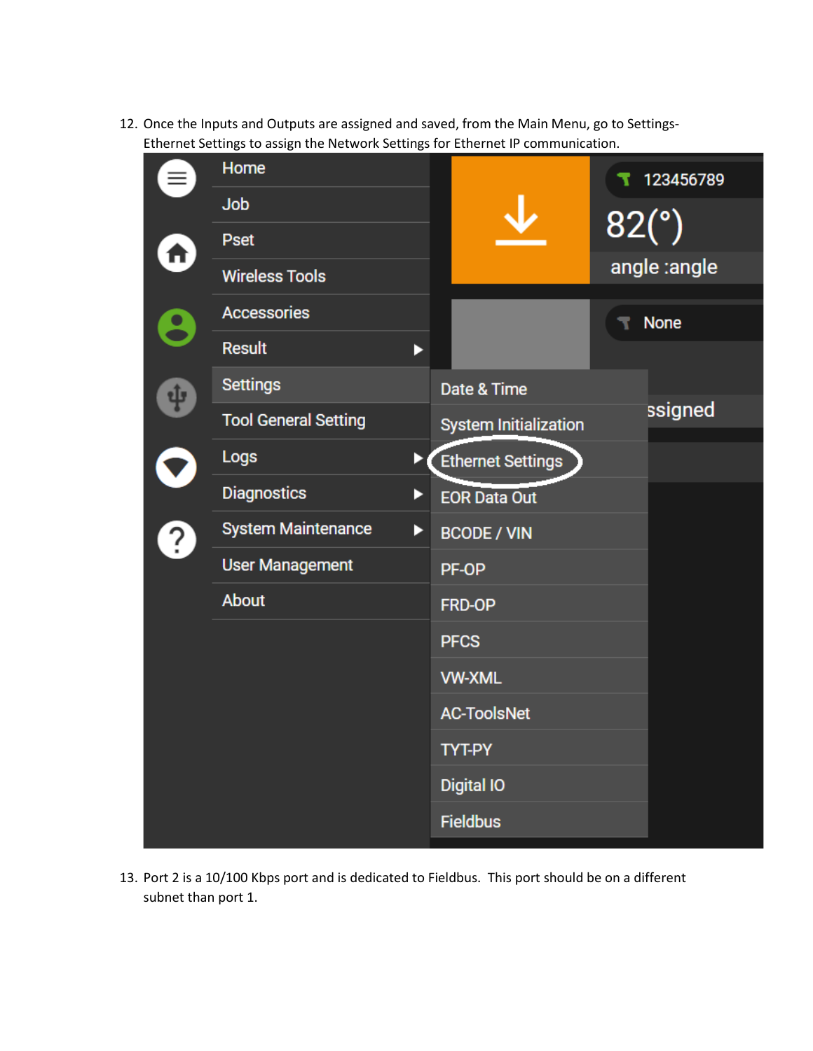12. Once the Inputs and Outputs are assigned and saved, from the Main Menu, go to Settings-Ethernet Settings to assign the Network Settings for Ethernet IP communication.

13. Port 2 is a 10/100 Kbps port and is dedicated to Fieldbus. This port should be on a different subnet than port 1.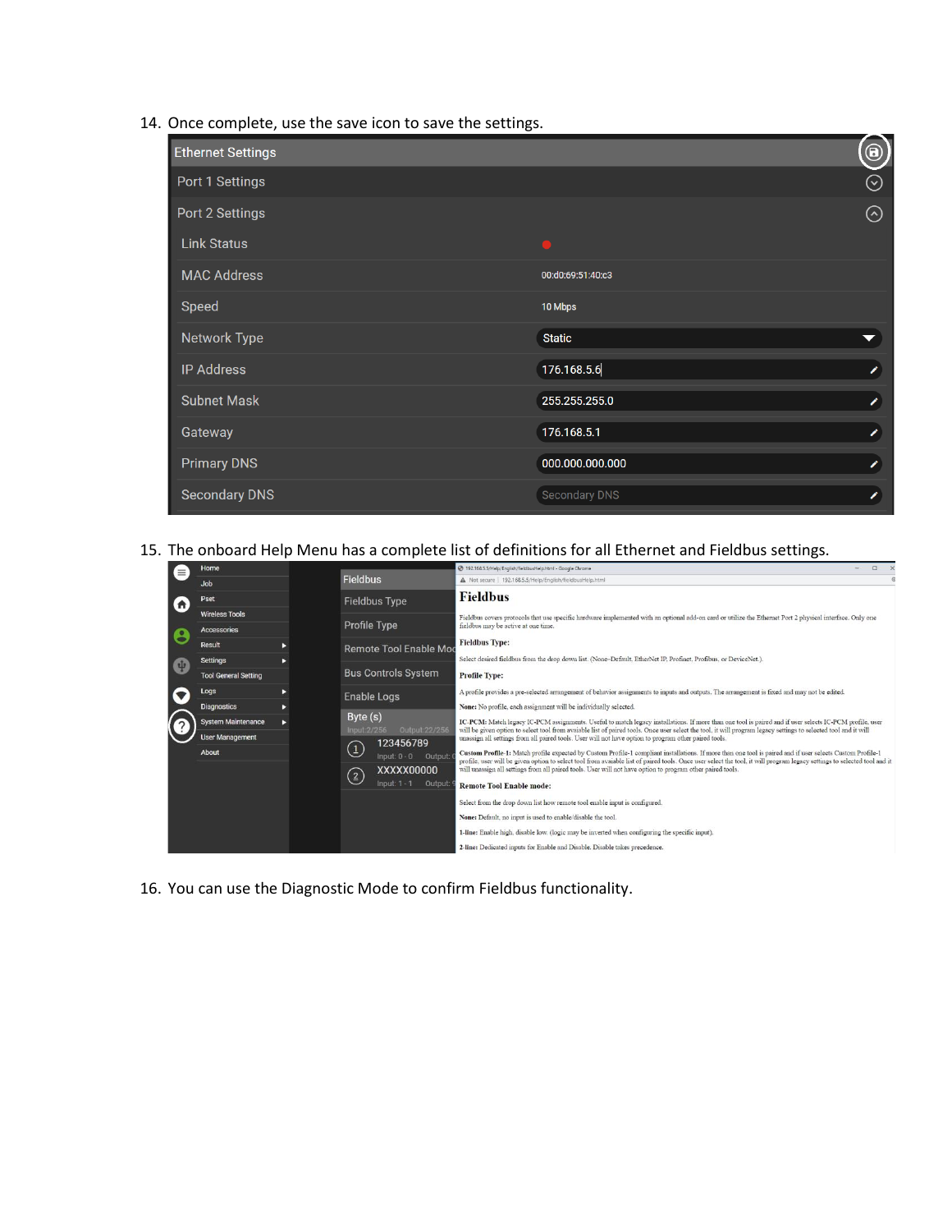14. Once complete, use the save icon to save the settings.

15. The onboard Help Menu has a complete list of definitions for all Ethernet and Fieldbus settings.

16. You can use the Diagnostic Mode to confirm Fieldbus functionality.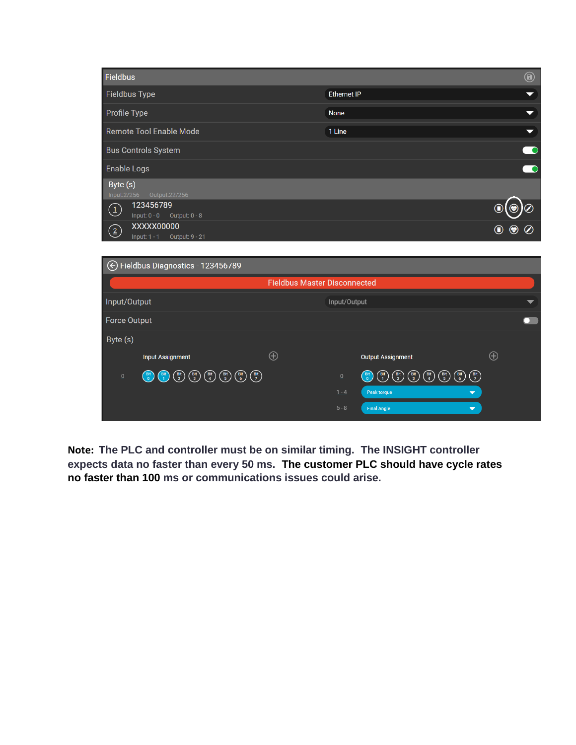Fieldbus

Fieldbus Type: Ethernet IP

Profile Type: None

Remote Tool Enable Mode: 1 Line

Bus Controls System

Enable Logs

Byte (s)
Input:2/256 Output:22/256

1. 123456789
Input: 0 - 0 Output: 0 - 8

2. XXXXX00000
Input: 1 - 1 Output: 9 - 21

Fieldbus Diagnostics - 123456789

Fieldbus Master Disconnected

Input/Output: Input/Output

Force Output

Byte (s)

Input Assignment

0: Bit 0, Bit 1, Bit 2, Bit 3, Bit 4, Bit 5, Bit 6, Bit 7

Output Assignment

0: Bit 0, Bit 1, Bit 2, Bit 3, Bit 4, Bit 5, Bit 6, Bit 7

1 - 4: Peak torque

5 - 8: Final Angle

**Note: The PLC and controller must be on similar timing. The INSIGHT controller expects data no faster than every 50 ms. The customer PLC should have cycle rates no faster than 100 ms or communications issues could arise.**